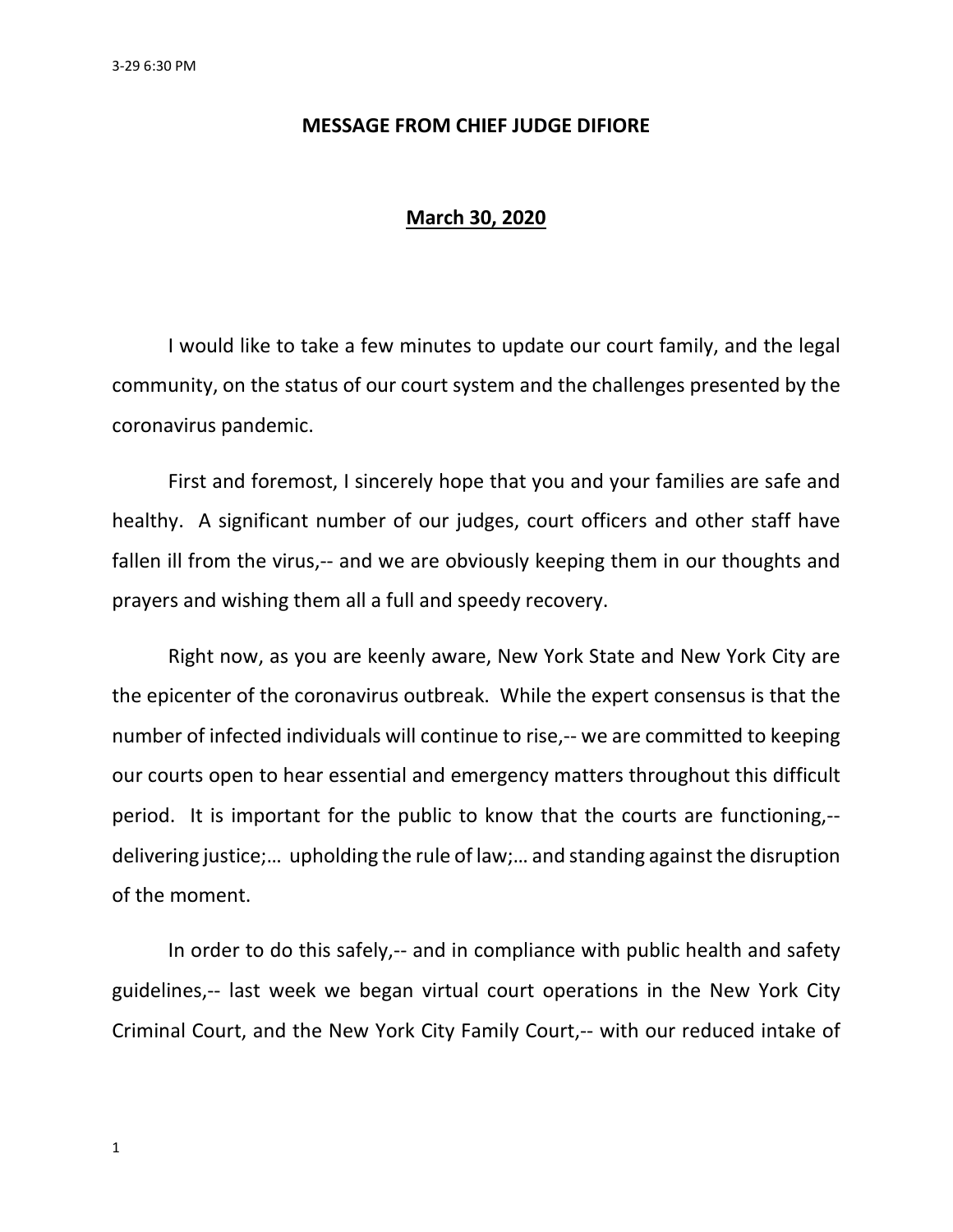3-29 6:30 PM

# MESSAGE FROM CHIEF JUDGE DIFIORE

**March 30, 2020**

I would like to take a few minutes to update our court family, and the legal community, on the status of our court system and the challenges presented by the coronavirus pandemic.

First and foremost, I sincerely hope that you and your families are safe and healthy. A significant number of our judges, court officers and other staff have fallen ill from the virus,-- and we are obviously keeping them in our thoughts and prayers and wishing them all a full and speedy recovery.

Right now, as you are keenly aware, New York State and New York City are the epicenter of the coronavirus outbreak. While the expert consensus is that the number of infected individuals will continue to rise,-- we are committed to keeping our courts open to hear essential and emergency matters throughout this difficult period. It is important for the public to know that the courts are functioning,-- delivering justice;… upholding the rule of law;… and standing against the disruption of the moment.

In order to do this safely,-- and in compliance with public health and safety guidelines,-- last week we began virtual court operations in the New York City Criminal Court, and the New York City Family Court,-- with our reduced intake of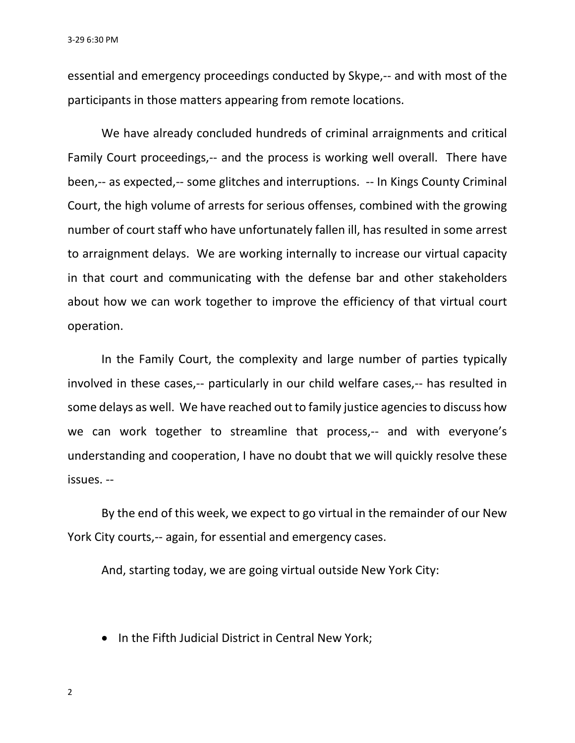essential and emergency proceedings conducted by Skype,-- and with most of the participants in those matters appearing from remote locations.

We have already concluded hundreds of criminal arraignments and critical Family Court proceedings,-- and the process is working well overall. There have been,-- as expected,-- some glitches and interruptions. -- In Kings County Criminal Court, the high volume of arrests for serious offenses, combined with the growing number of court staff who have unfortunately fallen ill, has resulted in some arrest to arraignment delays. We are working internally to increase our virtual capacity in that court and communicating with the defense bar and other stakeholders about how we can work together to improve the efficiency of that virtual court operation.

In the Family Court, the complexity and large number of parties typically involved in these cases,-- particularly in our child welfare cases,-- has resulted in some delays as well. We have reached out to family justice agencies to discuss how we can work together to streamline that process,-- and with everyone's understanding and cooperation, I have no doubt that we will quickly resolve these issues. --

By the end of this week, we expect to go virtual in the remainder of our New York City courts,-- again, for essential and emergency cases.

And, starting today, we are going virtual outside New York City:

- In the Fifth Judicial District in Central New York;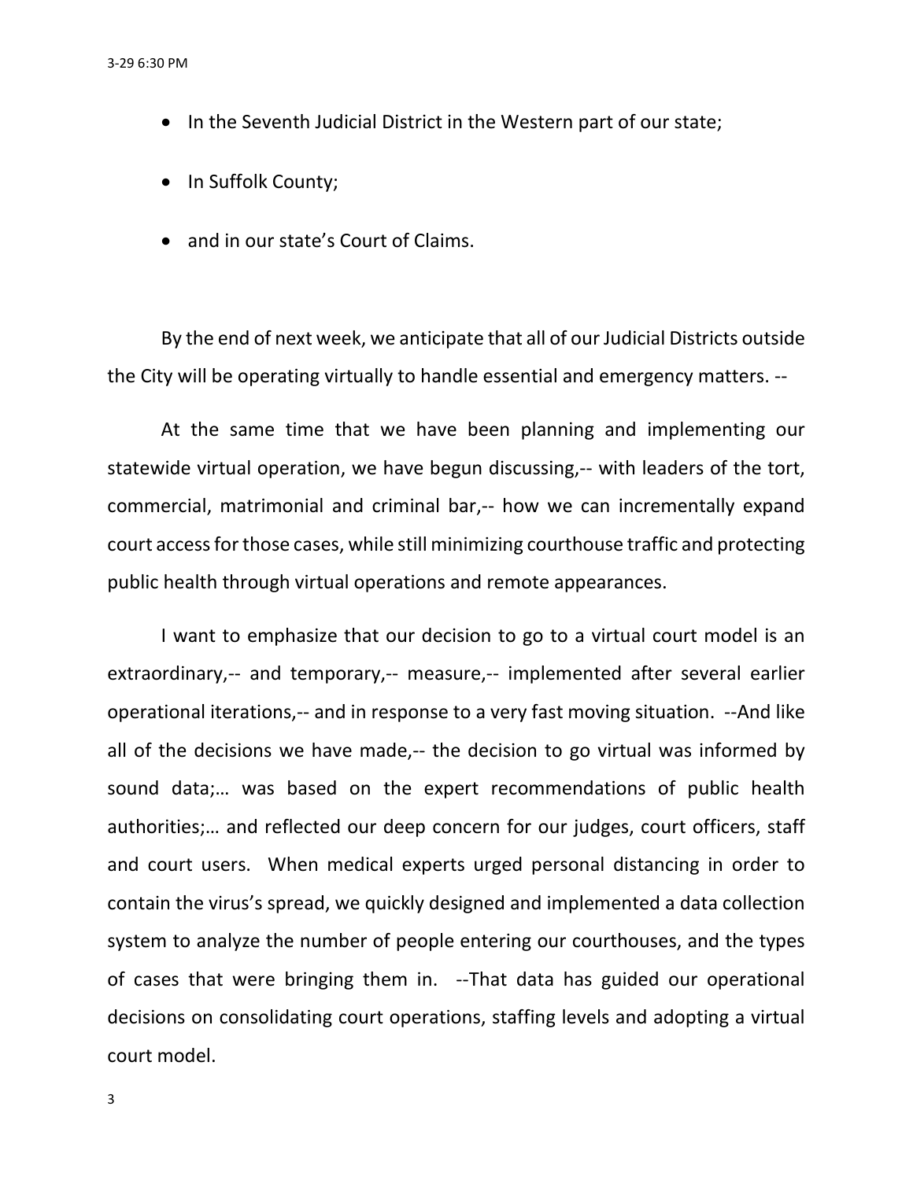- In the Seventh Judicial District in the Western part of our state;
- In Suffolk County;
- and in our state's Court of Claims.

By the end of next week, we anticipate that all of our Judicial Districts outside the City will be operating virtually to handle essential and emergency matters. --

At the same time that we have been planning and implementing our statewide virtual operation, we have begun discussing,-- with leaders of the tort, commercial, matrimonial and criminal bar,-- how we can incrementally expand court access for those cases, while still minimizing courthouse traffic and protecting public health through virtual operations and remote appearances.

I want to emphasize that our decision to go to a virtual court model is an extraordinary,-- and temporary,-- measure,-- implemented after several earlier operational iterations,-- and in response to a very fast moving situation. --And like all of the decisions we have made,-- the decision to go virtual was informed by sound data;… was based on the expert recommendations of public health authorities;… and reflected our deep concern for our judges, court officers, staff and court users. When medical experts urged personal distancing in order to contain the virus's spread, we quickly designed and implemented a data collection system to analyze the number of people entering our courthouses, and the types of cases that were bringing them in. --That data has guided our operational decisions on consolidating court operations, staffing levels and adopting a virtual court model.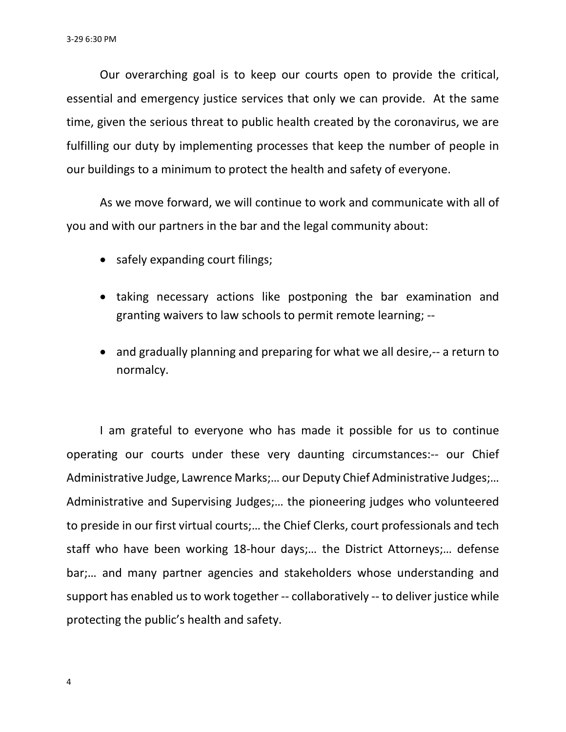Our overarching goal is to keep our courts open to provide the critical, essential and emergency justice services that only we can provide. At the same time, given the serious threat to public health created by the coronavirus, we are fulfilling our duty by implementing processes that keep the number of people in our buildings to a minimum to protect the health and safety of everyone.

As we move forward, we will continue to work and communicate with all of you and with our partners in the bar and the legal community about:

- safely expanding court filings;
- taking necessary actions like postponing the bar examination and granting waivers to law schools to permit remote learning; --
- and gradually planning and preparing for what we all desire,-- a return to normalcy.

I am grateful to everyone who has made it possible for us to continue operating our courts under these very daunting circumstances:-- our Chief Administrative Judge, Lawrence Marks;… our Deputy Chief Administrative Judges;… Administrative and Supervising Judges;… the pioneering judges who volunteered to preside in our first virtual courts;… the Chief Clerks, court professionals and tech staff who have been working 18-hour days;… the District Attorneys;… defense bar;… and many partner agencies and stakeholders whose understanding and support has enabled us to work together -- collaboratively -- to deliver justice while protecting the public's health and safety.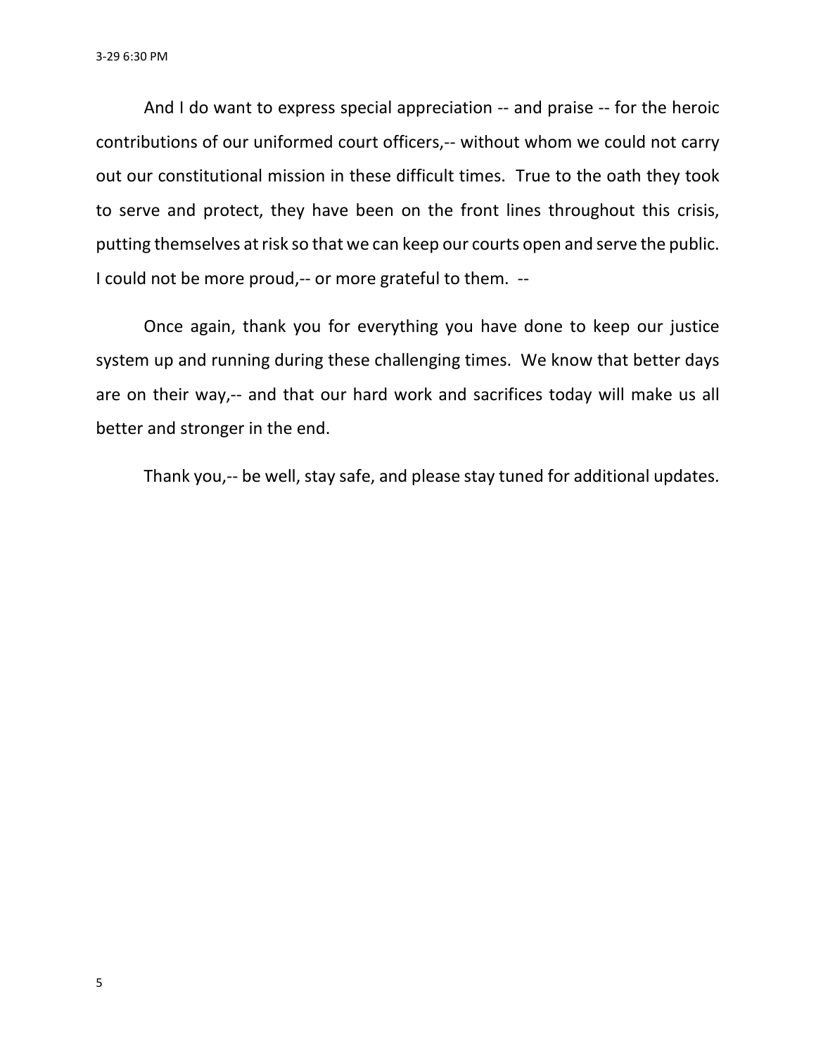And I do want to express special appreciation -- and praise -- for the heroic contributions of our uniformed court officers,-- without whom we could not carry out our constitutional mission in these difficult times. True to the oath they took to serve and protect, they have been on the front lines throughout this crisis, putting themselves at risk so that we can keep our courts open and serve the public. I could not be more proud,-- or more grateful to them. --

Once again, thank you for everything you have done to keep our justice system up and running during these challenging times. We know that better days are on their way,-- and that our hard work and sacrifices today will make us all better and stronger in the end.

Thank you,-- be well, stay safe, and please stay tuned for additional updates.